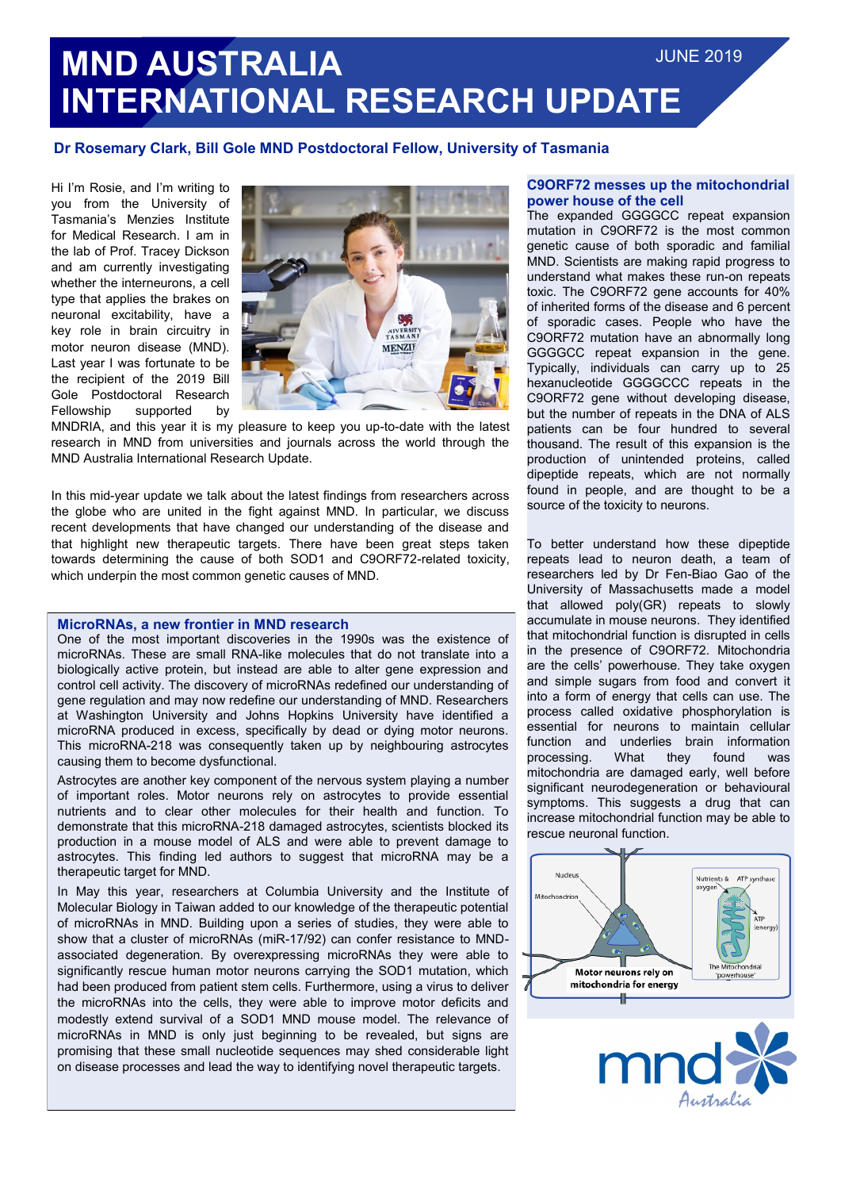# MND AUSTRALIA INTERNATIONAL RESEARCH UPDATE

JUNE 2019

**Dr Rosemary Clark, Bill Gole MND Postdoctoral Fellow, University of Tasmania**

Hi I'm Rosie, and I'm writing to you from the University of Tasmania's Menzies Institute for Medical Research. I am in the lab of Prof. Tracey Dickson and am currently investigating whether the interneurons, a cell type that applies the brakes on neuronal excitability, have a key role in brain circuitry in motor neuron disease (MND). Last year I was fortunate to be the recipient of the 2019 Bill Gole Postdoctoral Research Fellowship supported by MNDRIA, and this year it is my pleasure to keep you up-to-date with the latest research in MND from universities and journals across the world through the MND Australia International Research Update.

In this mid-year update we talk about the latest findings from researchers across the globe who are united in the fight against MND. In particular, we discuss recent developments that have changed our understanding of the disease and that highlight new therapeutic targets. There have been great steps taken towards determining the cause of both SOD1 and C9ORF72-related toxicity, which underpin the most common genetic causes of MND.

## MicroRNAs, a new frontier in MND research

One of the most important discoveries in the 1990s was the existence of microRNAs. These are small RNA-like molecules that do not translate into a biologically active protein, but instead are able to alter gene expression and control cell activity. The discovery of microRNAs redefined our understanding of gene regulation and may now redefine our understanding of MND. Researchers at Washington University and Johns Hopkins University have identified a microRNA produced in excess, specifically by dead or dying motor neurons. This microRNA-218 was consequently taken up by neighbouring astrocytes causing them to become dysfunctional.

Astrocytes are another key component of the nervous system playing a number of important roles. Motor neurons rely on astrocytes to provide essential nutrients and to clear other molecules for their health and function. To demonstrate that this microRNA-218 damaged astrocytes, scientists blocked its production in a mouse model of ALS and were able to prevent damage to astrocytes. This finding led authors to suggest that microRNA may be a therapeutic target for MND.

In May this year, researchers at Columbia University and the Institute of Molecular Biology in Taiwan added to our knowledge of the therapeutic potential of microRNAs in MND. Building upon a series of studies, they were able to show that a cluster of microRNAs (miR-17/92) can confer resistance to MND-associated degeneration. By overexpressing microRNAs they were able to significantly rescue human motor neurons carrying the SOD1 mutation, which had been produced from patient stem cells. Furthermore, using a virus to deliver the microRNAs into the cells, they were able to improve motor deficits and modestly extend survival of a SOD1 MND mouse model. The relevance of microRNAs in MND is only just beginning to be revealed, but signs are promising that these small nucleotide sequences may shed considerable light on disease processes and lead the way to identifying novel therapeutic targets.

## C9ORF72 messes up the mitochondrial power house of the cell

The expanded GGGGCC repeat expansion mutation in C9ORF72 is the most common genetic cause of both sporadic and familial MND. Scientists are making rapid progress to understand what makes these run-on repeats toxic. The C9ORF72 gene accounts for 40% of inherited forms of the disease and 6 percent of sporadic cases. People who have the C9ORF72 mutation have an abnormally long GGGGCC repeat expansion in the gene. Typically, individuals can carry up to 25 hexanucleotide GGGGCC repeats in the C9ORF72 gene without developing disease, but the number of repeats in the DNA of ALS patients can be four hundred to several thousand. The result of this expansion is the production of unintended proteins, called dipeptide repeats, which are not normally found in people, and are thought to be a source of the toxicity to neurons.

To better understand how these dipeptide repeats lead to neuron death, a team of researchers led by Dr Fen-Biao Gao of the University of Massachusetts made a model that allowed poly(GR) repeats to slowly accumulate in mouse neurons. They identified that mitochondrial function is disrupted in cells in the presence of C9ORF72. Mitochondria are the cells' powerhouse. They take oxygen and simple sugars from food and convert it into a form of energy that cells can use. The process called oxidative phosphorylation is essential for neurons to maintain cellular function and underlies brain information processing. What they found was mitochondria are damaged early, well before significant neurodegeneration or behavioural symptoms. This suggests a drug that can increase mitochondrial function may be able to rescue neuronal function.

Motor neurons rely on mitochondria for energy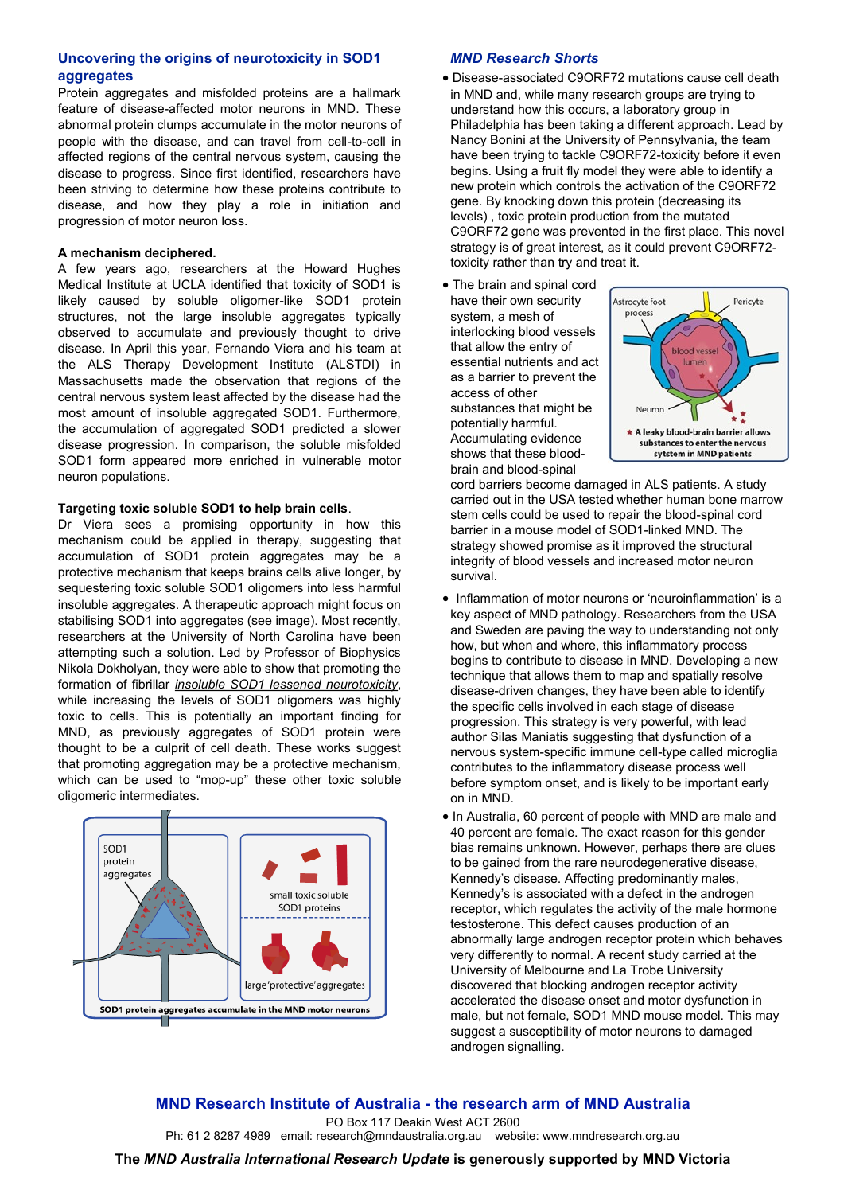## Uncovering the origins of neurotoxicity in SOD1 aggregates

Protein aggregates and misfolded proteins are a hallmark feature of disease-affected motor neurons in MND. These abnormal protein clumps accumulate in the motor neurons of people with the disease, and can travel from cell-to-cell in affected regions of the central nervous system, causing the disease to progress. Since first identified, researchers have been striving to determine how these proteins contribute to disease, and how they play a role in initiation and progression of motor neuron loss.

**A mechanism deciphered.**

A few years ago, researchers at the Howard Hughes Medical Institute at UCLA identified that toxicity of SOD1 is likely caused by soluble oligomer-like SOD1 protein structures, not the large insoluble aggregates typically observed to accumulate and previously thought to drive disease. In April this year, Fernando Viera and his team at the ALS Therapy Development Institute (ALSTDI) in Massachusetts made the observation that regions of the central nervous system least affected by the disease had the most amount of insoluble aggregated SOD1. Furthermore, the accumulation of aggregated SOD1 predicted a slower disease progression. In comparison, the soluble misfolded SOD1 form appeared more enriched in vulnerable motor neuron populations.

**Targeting toxic soluble SOD1 to help brain cells.**

Dr Viera sees a promising opportunity in how this mechanism could be applied in therapy, suggesting that accumulation of SOD1 protein aggregates may be a protective mechanism that keeps brains cells alive longer, by sequestering toxic soluble SOD1 oligomers into less harmful insoluble aggregates. A therapeutic approach might focus on stabilising SOD1 into aggregates (see image). Most recently, researchers at the University of North Carolina have been attempting such a solution. Led by Professor of Biophysics Nikola Dokholyan, they were able to show that promoting the formation of fibrillar *insoluble SOD1 lessened neurotoxicity*, while increasing the levels of SOD1 oligomers was highly toxic to cells. This is potentially an important finding for MND, as previously aggregates of SOD1 protein were thought to be a culprit of cell death. These works suggest that promoting aggregation may be a protective mechanism, which can be used to "mop-up" these other toxic soluble oligomeric intermediates.

SOD1 protein aggregates

small toxic soluble SOD1 proteins

large 'protective' aggregates

SOD1 protein aggregates accumulate in the MND motor neurons

## *MND Research Shorts*

- Disease-associated C9ORF72 mutations cause cell death in MND and, while many research groups are trying to understand how this occurs, a laboratory group in Philadelphia has been taking a different approach. Lead by Nancy Bonini at the University of Pennsylvania, the team have been trying to tackle C9ORF72-toxicity before it even begins. Using a fruit fly model they were able to identify a new protein which controls the activation of the C9ORF72 gene. By knocking down this protein (decreasing its levels) , toxic protein production from the mutated C9ORF72 gene was prevented in the first place. This novel strategy is of great interest, as it could prevent C9ORF72-toxicity rather than try and treat it.
- The brain and spinal cord have their own security system, a mesh of interlocking blood vessels that allow the entry of essential nutrients and act as a barrier to prevent the access of other substances that might be potentially harmful. Accumulating evidence shows that these blood-brain and blood-spinal cord barriers become damaged in ALS patients. A study carried out in the USA tested whether human bone marrow stem cells could be used to repair the blood-spinal cord barrier in a mouse model of SOD1-linked MND. The strategy showed promise as it improved the structural integrity of blood vessels and increased motor neuron survival.

Astrocyte foot process

Pericyte

blood vessel lumen

Neuron

★ A leaky blood-brain barrier allows substances to enter the nervous sytstem in MND patients

- Inflammation of motor neurons or 'neuroinflammation' is a key aspect of MND pathology. Researchers from the USA and Sweden are paving the way to understanding not only how, but when and where, this inflammatory process begins to contribute to disease in MND. Developing a new technique that allows them to map and spatially resolve disease-driven changes, they have been able to identify the specific cells involved in each stage of disease progression. This strategy is very powerful, with lead author Silas Maniatis suggesting that dysfunction of a nervous system-specific immune cell-type called microglia contributes to the inflammatory disease process well before symptom onset, and is likely to be important early on in MND.
- In Australia, 60 percent of people with MND are male and 40 percent are female. The exact reason for this gender bias remains unknown. However, perhaps there are clues to be gained from the rare neurodegenerative disease, Kennedy's disease. Affecting predominantly males, Kennedy's is associated with a defect in the androgen receptor, which regulates the activity of the male hormone testosterone. This defect causes production of an abnormally large androgen receptor protein which behaves very differently to normal. A recent study carried at the University of Melbourne and La Trobe University discovered that blocking androgen receptor activity accelerated the disease onset and motor dysfunction in male, but not female, SOD1 MND mouse model. This may suggest a susceptibility of motor neurons to damaged androgen signalling.

---

**MND Research Institute of Australia - the research arm of MND Australia**

PO Box 117 Deakin West ACT 2600

Ph: 61 2 8287 4989 email: research@mndaustralia.org.au website: www.mndresearch.org.au

**The *MND Australia International Research Update* is generously supported by MND Victoria**